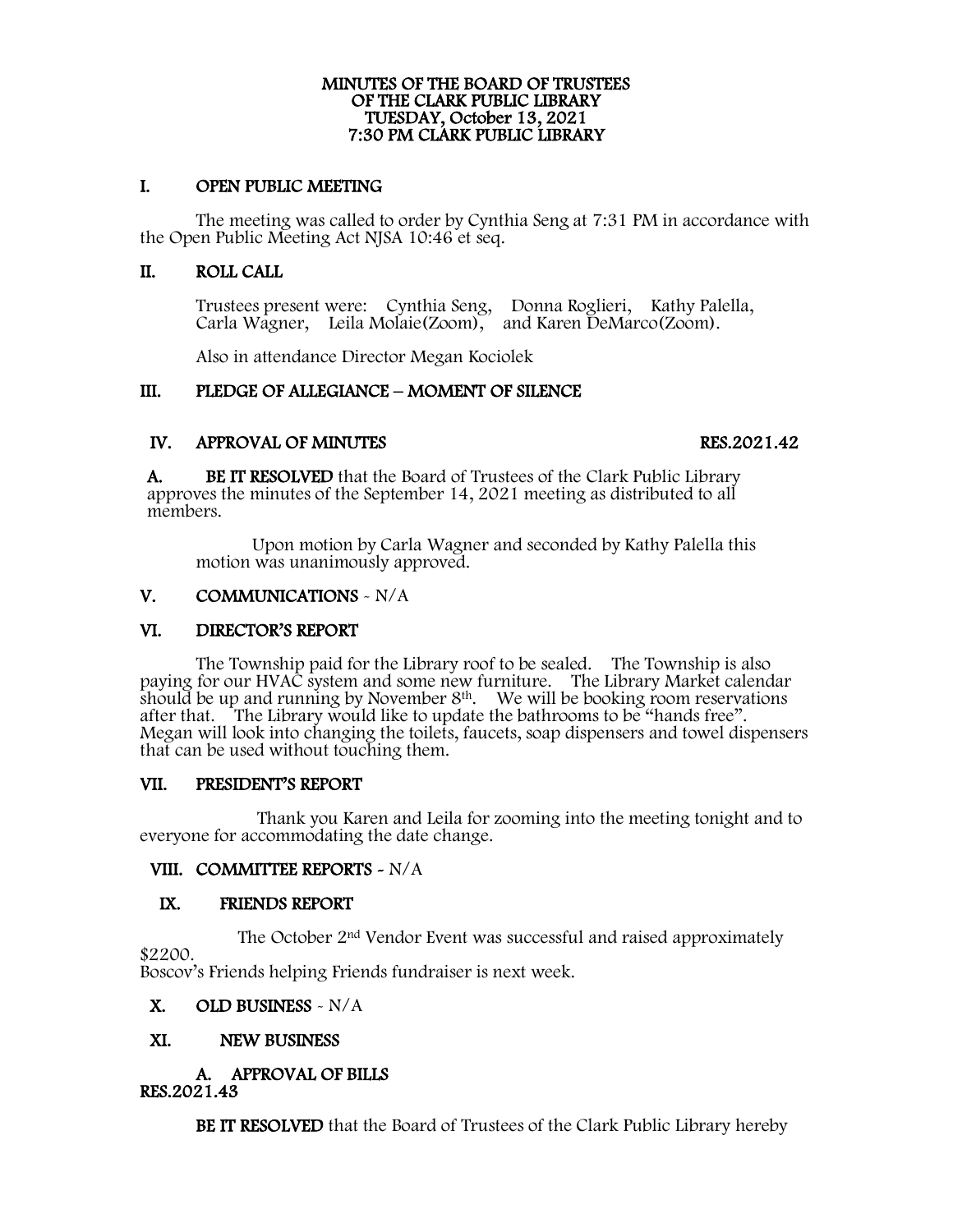**MINUTES OF THE BOARD OF TRUSTEES**
**OF THE CLARK PUBLIC LIBRARY**
**TUESDAY, October 13, 2021**
**7:30 PM CLARK PUBLIC LIBRARY**

## I. OPEN PUBLIC MEETING

The meeting was called to order by Cynthia Seng at 7:31 PM in accordance with the Open Public Meeting Act NJSA 10:46 et seq.

## II. ROLL CALL

Trustees present were: Cynthia Seng, Donna Roglieri, Kathy Palella, Carla Wagner, Leila Molaie(Zoom), and Karen DeMarco(Zoom).

Also in attendance Director Megan Kociolek

## III. PLEDGE OF ALLEGIANCE – MOMENT OF SILENCE

## IV. APPROVAL OF MINUTES RES.2021.42

**A. BE IT RESOLVED** that the Board of Trustees of the Clark Public Library approves the minutes of the September 14, 2021 meeting as distributed to all members.

Upon motion by Carla Wagner and seconded by Kathy Palella this motion was unanimously approved.

## V. COMMUNICATIONS - N/A

## VI. DIRECTOR'S REPORT

The Township paid for the Library roof to be sealed. The Township is also paying for our HVAC system and some new furniture. The Library Market calendar should be up and running by November 8th. We will be booking room reservations after that. The Library would like to update the bathrooms to be "hands free". Megan will look into changing the toilets, faucets, soap dispensers and towel dispensers that can be used without touching them.

## VII. PRESIDENT'S REPORT

Thank you Karen and Leila for zooming into the meeting tonight and to everyone for accommodating the date change.

## VIII. COMMITTEE REPORTS - N/A

## IX. FRIENDS REPORT

The October 2nd Vendor Event was successful and raised approximately $2200.
Boscov's Friends helping Friends fundraiser is next week.

## X. OLD BUSINESS - N/A

## XI. NEW BUSINESS

### A. APPROVAL OF BILLS

**RES.2021.43**

**BE IT RESOLVED** that the Board of Trustees of the Clark Public Library hereby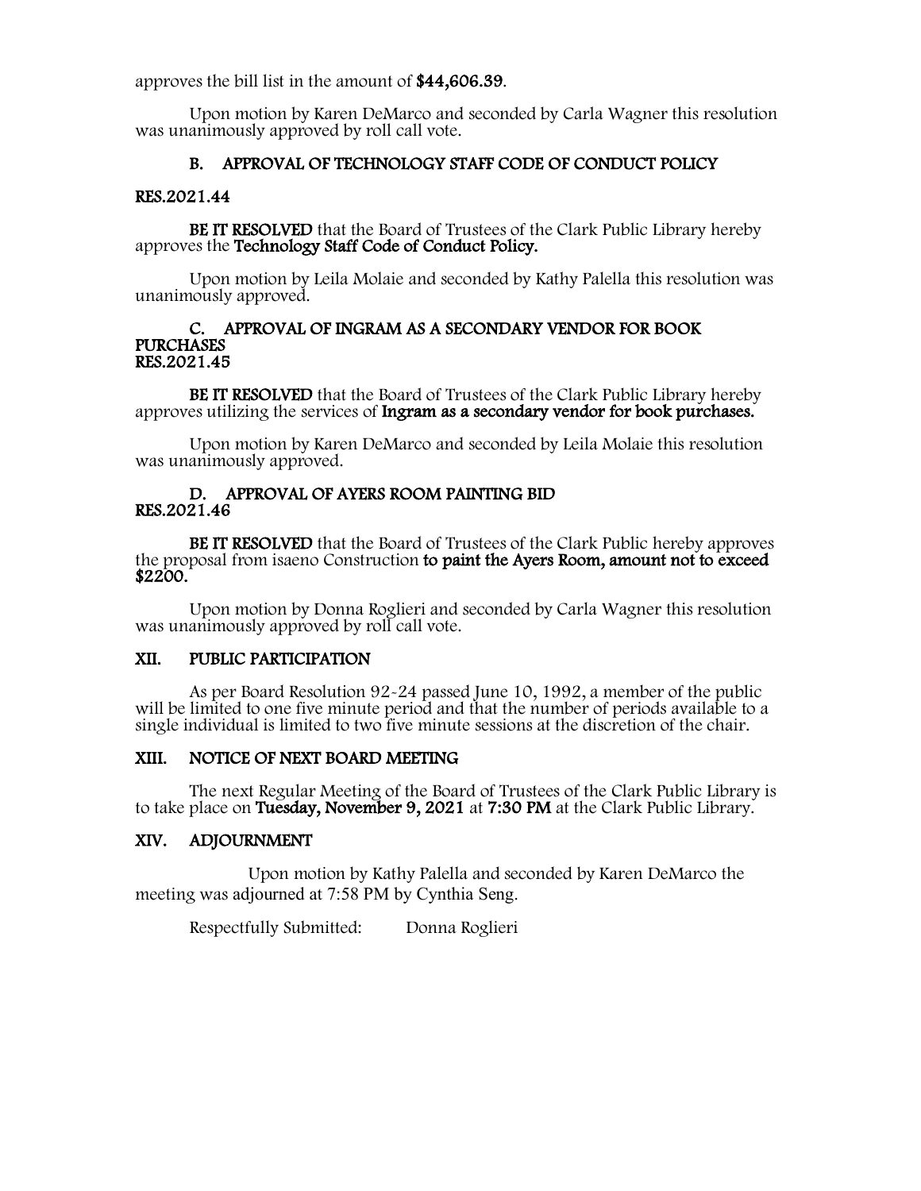approves the bill list in the amount of **$44,606.39**.

Upon motion by Karen DeMarco and seconded by Carla Wagner this resolution was unanimously approved by roll call vote.

### B. APPROVAL OF TECHNOLOGY STAFF CODE OF CONDUCT POLICY

**RES.2021.44**

**BE IT RESOLVED** that the Board of Trustees of the Clark Public Library hereby approves the **Technology Staff Code of Conduct Policy.**

Upon motion by Leila Molaie and seconded by Kathy Palella this resolution was unanimously approved.

### C. APPROVAL OF INGRAM AS A SECONDARY VENDOR FOR BOOK PURCHASES

**RES.2021.45**

**BE IT RESOLVED** that the Board of Trustees of the Clark Public Library hereby approves utilizing the services of **Ingram as a secondary vendor for book purchases.**

Upon motion by Karen DeMarco and seconded by Leila Molaie this resolution was unanimously approved.

### D. APPROVAL OF AYERS ROOM PAINTING BID

**RES.2021.46**

**BE IT RESOLVED** that the Board of Trustees of the Clark Public hereby approves the proposal from isaeno Construction **to paint the Ayers Room, amount not to exceed $2200.**

Upon motion by Donna Roglieri and seconded by Carla Wagner this resolution was unanimously approved by roll call vote.

## XII. PUBLIC PARTICIPATION

As per Board Resolution 92-24 passed June 10, 1992, a member of the public will be limited to one five minute period and that the number of periods available to a single individual is limited to two five minute sessions at the discretion of the chair.

## XIII. NOTICE OF NEXT BOARD MEETING

The next Regular Meeting of the Board of Trustees of the Clark Public Library is to take place on **Tuesday, November 9, 2021** at **7:30 PM** at the Clark Public Library.

## XIV. ADJOURNMENT

Upon motion by Kathy Palella and seconded by Karen DeMarco the meeting was adjourned at 7:58 PM by Cynthia Seng.

Respectfully Submitted: Donna Roglieri